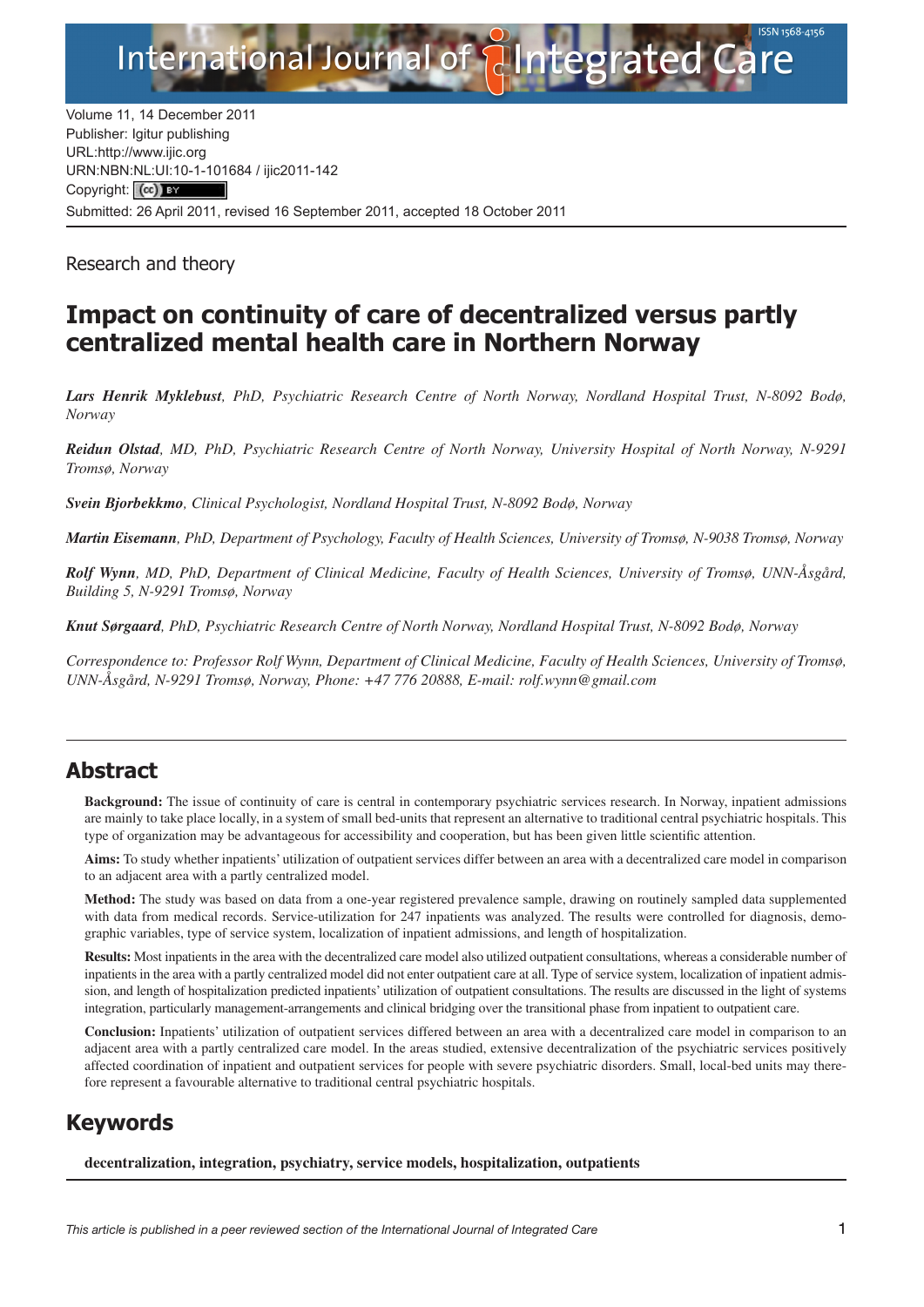Volume 11, 14 December 2011
Publisher: Igitur publishing
URL:http://www.ijic.org
URN:NBN:NL:UI:10-1-101684 / ijic2011-142
Copyright: (cc) BY
Submitted: 26 April 2011, revised 16 September 2011, accepted 18 October 2011

Research and theory

# Impact on continuity of care of decentralized versus partly centralized mental health care in Northern Norway

***Lars Henrik Myklebust**, PhD, Psychiatric Research Centre of North Norway, Nordland Hospital Trust, N-8092 Bodø, Norway*

***Reidun Olstad**, MD, PhD, Psychiatric Research Centre of North Norway, University Hospital of North Norway, N-9291 Tromsø, Norway*

***Svein Bjorbekkmo**, Clinical Psychologist, Nordland Hospital Trust, N-8092 Bodø, Norway*

***Martin Eisemann**, PhD, Department of Psychology, Faculty of Health Sciences, University of Tromsø, N-9038 Tromsø, Norway*

***Rolf Wynn**, MD, PhD, Department of Clinical Medicine, Faculty of Health Sciences, University of Tromsø, UNN-Åsgård, Building 5, N-9291 Tromsø, Norway*

***Knut Sørgaard**, PhD, Psychiatric Research Centre of North Norway, Nordland Hospital Trust, N-8092 Bodø, Norway*

*Correspondence to: Professor Rolf Wynn, Department of Clinical Medicine, Faculty of Health Sciences, University of Tromsø, UNN-Åsgård, N-9291 Tromsø, Norway, Phone: +47 776 20888, E-mail: rolf.wynn@gmail.com*

## Abstract

**Background:** The issue of continuity of care is central in contemporary psychiatric services research. In Norway, inpatient admissions are mainly to take place locally, in a system of small bed-units that represent an alternative to traditional central psychiatric hospitals. This type of organization may be advantageous for accessibility and cooperation, but has been given little scientific attention.

**Aims:** To study whether inpatients' utilization of outpatient services differ between an area with a decentralized care model in comparison to an adjacent area with a partly centralized model.

**Method:** The study was based on data from a one-year registered prevalence sample, drawing on routinely sampled data supplemented with data from medical records. Service-utilization for 247 inpatients was analyzed. The results were controlled for diagnosis, demographic variables, type of service system, localization of inpatient admissions, and length of hospitalization.

**Results:** Most inpatients in the area with the decentralized care model also utilized outpatient consultations, whereas a considerable number of inpatients in the area with a partly centralized model did not enter outpatient care at all. Type of service system, localization of inpatient admission, and length of hospitalization predicted inpatients' utilization of outpatient consultations. The results are discussed in the light of systems integration, particularly management-arrangements and clinical bridging over the transitional phase from inpatient to outpatient care.

**Conclusion:** Inpatients' utilization of outpatient services differed between an area with a decentralized care model in comparison to an adjacent area with a partly centralized care model. In the areas studied, extensive decentralization of the psychiatric services positively affected coordination of inpatient and outpatient services for people with severe psychiatric disorders. Small, local-bed units may therefore represent a favourable alternative to traditional central psychiatric hospitals.

## Keywords

**decentralization, integration, psychiatry, service models, hospitalization, outpatients**

*This article is published in a peer reviewed section of the International Journal of Integrated Care*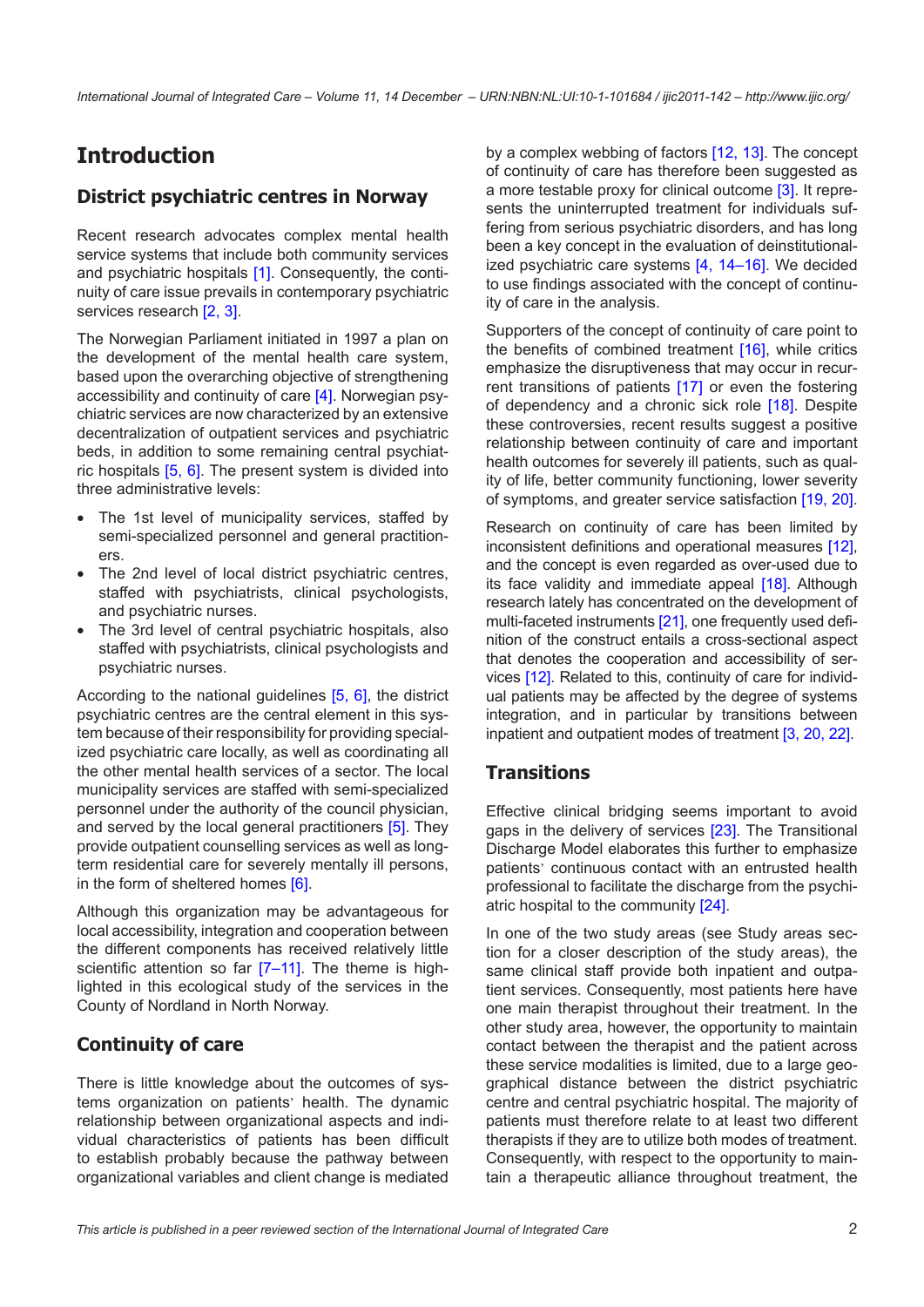## Introduction

### District psychiatric centres in Norway

Recent research advocates complex mental health service systems that include both community services and psychiatric hospitals [1]. Consequently, the continuity of care issue prevails in contemporary psychiatric services research [2, 3].

The Norwegian Parliament initiated in 1997 a plan on the development of the mental health care system, based upon the overarching objective of strengthening accessibility and continuity of care [4]. Norwegian psychiatric services are now characterized by an extensive decentralization of outpatient services and psychiatric beds, in addition to some remaining central psychiatric hospitals [5, 6]. The present system is divided into three administrative levels:

- The 1st level of municipality services, staffed by semi-specialized personnel and general practitioners.
- The 2nd level of local district psychiatric centres, staffed with psychiatrists, clinical psychologists, and psychiatric nurses.
- The 3rd level of central psychiatric hospitals, also staffed with psychiatrists, clinical psychologists and psychiatric nurses.

According to the national guidelines [5, 6], the district psychiatric centres are the central element in this system because of their responsibility for providing specialized psychiatric care locally, as well as coordinating all the other mental health services of a sector. The local municipality services are staffed with semi-specialized personnel under the authority of the council physician, and served by the local general practitioners [5]. They provide outpatient counselling services as well as long-term residential care for severely mentally ill persons, in the form of sheltered homes [6].

Although this organization may be advantageous for local accessibility, integration and cooperation between the different components has received relatively little scientific attention so far [7–11]. The theme is highlighted in this ecological study of the services in the County of Nordland in North Norway.

### Continuity of care

There is little knowledge about the outcomes of systems organization on patients' health. The dynamic relationship between organizational aspects and individual characteristics of patients has been difficult to establish probably because the pathway between organizational variables and client change is mediated by a complex webbing of factors [12, 13]. The concept of continuity of care has therefore been suggested as a more testable proxy for clinical outcome [3]. It represents the uninterrupted treatment for individuals suffering from serious psychiatric disorders, and has long been a key concept in the evaluation of deinstitutionalized psychiatric care systems [4, 14–16]. We decided to use findings associated with the concept of continuity of care in the analysis.

Supporters of the concept of continuity of care point to the benefits of combined treatment [16], while critics emphasize the disruptiveness that may occur in recurrent transitions of patients [17] or even the fostering of dependency and a chronic sick role [18]. Despite these controversies, recent results suggest a positive relationship between continuity of care and important health outcomes for severely ill patients, such as quality of life, better community functioning, lower severity of symptoms, and greater service satisfaction [19, 20].

Research on continuity of care has been limited by inconsistent definitions and operational measures [12], and the concept is even regarded as over-used due to its face validity and immediate appeal [18]. Although research lately has concentrated on the development of multi-faceted instruments [21], one frequently used definition of the construct entails a cross-sectional aspect that denotes the cooperation and accessibility of services [12]. Related to this, continuity of care for individual patients may be affected by the degree of systems integration, and in particular by transitions between inpatient and outpatient modes of treatment [3, 20, 22].

### Transitions

Effective clinical bridging seems important to avoid gaps in the delivery of services [23]. The Transitional Discharge Model elaborates this further to emphasize patients' continuous contact with an entrusted health professional to facilitate the discharge from the psychiatric hospital to the community [24].

In one of the two study areas (see Study areas section for a closer description of the study areas), the same clinical staff provide both inpatient and outpatient services. Consequently, most patients here have one main therapist throughout their treatment. In the other study area, however, the opportunity to maintain contact between the therapist and the patient across these service modalities is limited, due to a large geographical distance between the district psychiatric centre and central psychiatric hospital. The majority of patients must therefore relate to at least two different therapists if they are to utilize both modes of treatment. Consequently, with respect to the opportunity to maintain a therapeutic alliance throughout treatment, the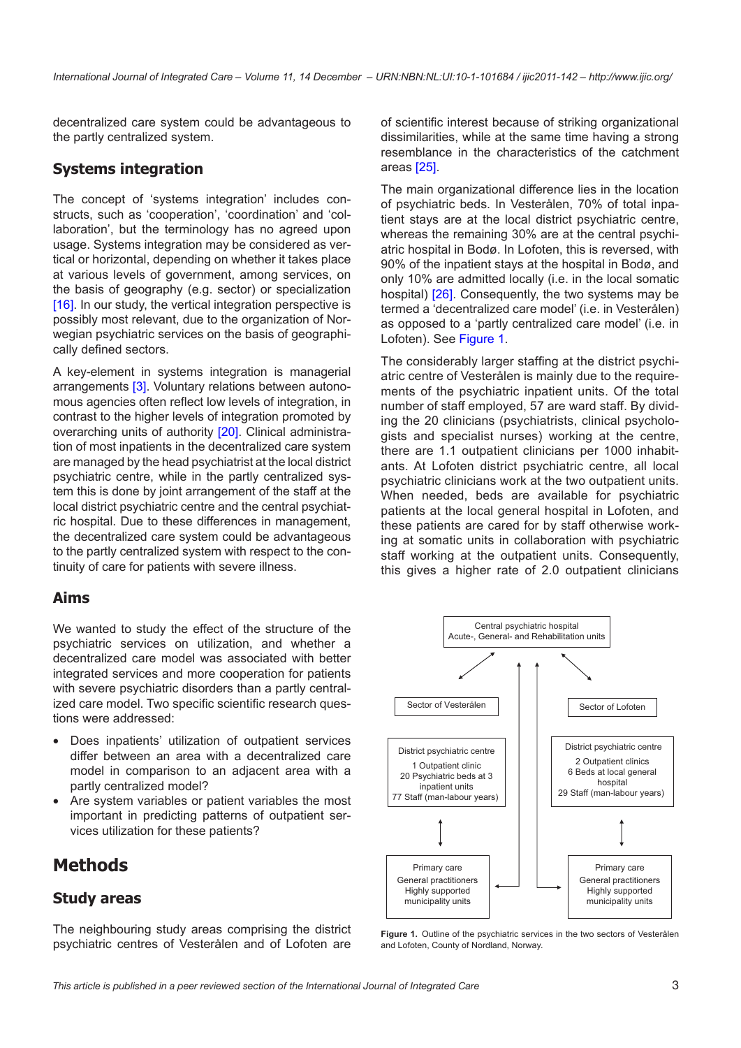decentralized care system could be advantageous to the partly centralized system.

## Systems integration

The concept of 'systems integration' includes constructs, such as 'cooperation', 'coordination' and 'collaboration', but the terminology has no agreed upon usage. Systems integration may be considered as vertical or horizontal, depending on whether it takes place at various levels of government, among services, on the basis of geography (e.g. sector) or specialization [16]. In our study, the vertical integration perspective is possibly most relevant, due to the organization of Norwegian psychiatric services on the basis of geographically defined sectors.

A key-element in systems integration is managerial arrangements [3]. Voluntary relations between autonomous agencies often reflect low levels of integration, in contrast to the higher levels of integration promoted by overarching units of authority [20]. Clinical administration of most inpatients in the decentralized care system are managed by the head psychiatrist at the local district psychiatric centre, while in the partly centralized system this is done by joint arrangement of the staff at the local district psychiatric centre and the central psychiatric hospital. Due to these differences in management, the decentralized care system could be advantageous to the partly centralized system with respect to the continuity of care for patients with severe illness.

## Aims

We wanted to study the effect of the structure of the psychiatric services on utilization, and whether a decentralized care model was associated with better integrated services and more cooperation for patients with severe psychiatric disorders than a partly centralized care model. Two specific scientific research questions were addressed:

- Does inpatients' utilization of outpatient services differ between an area with a decentralized care model in comparison to an adjacent area with a partly centralized model?
- Are system variables or patient variables the most important in predicting patterns of outpatient services utilization for these patients?

# Methods

## Study areas

The neighbouring study areas comprising the district psychiatric centres of Vesterålen and of Lofoten are of scientific interest because of striking organizational dissimilarities, while at the same time having a strong resemblance in the characteristics of the catchment areas [25].

The main organizational difference lies in the location of psychiatric beds. In Vesterålen, 70% of total inpatient stays are at the local district psychiatric centre, whereas the remaining 30% are at the central psychiatric hospital in Bodø. In Lofoten, this is reversed, with 90% of the inpatient stays at the hospital in Bodø, and only 10% are admitted locally (i.e. in the local somatic hospital) [26]. Consequently, the two systems may be termed a 'decentralized care model' (i.e. in Vesterålen) as opposed to a 'partly centralized care model' (i.e. in Lofoten). See Figure 1.

The considerably larger staffing at the district psychiatric centre of Vesterålen is mainly due to the requirements of the psychiatric inpatient units. Of the total number of staff employed, 57 are ward staff. By dividing the 20 clinicians (psychiatrists, clinical psychologists and specialist nurses) working at the centre, there are 1.1 outpatient clinicians per 1000 inhabitants. At Lofoten district psychiatric centre, all local psychiatric clinicians work at the two outpatient units. When needed, beds are available for psychiatric patients at the local general hospital in Lofoten, and these patients are cared for by staff otherwise working at somatic units in collaboration with psychiatric staff working at the outpatient units. Consequently, this gives a higher rate of 2.0 outpatient clinicians

Central psychiatric hospital
Acute-, General- and Rehabilitation units

Sector of Vesterålen

Sector of Lofoten

District psychiatric centre
1 Outpatient clinic
20 Psychiatric beds at 3 inpatient units
77 Staff (man-labour years)

District psychiatric centre
2 Outpatient clinics
6 Beds at local general hospital
29 Staff (man-labour years)

Primary care
General practitioners
Highly supported municipality units

Primary care
General practitioners
Highly supported municipality units

**Figure 1.** Outline of the psychiatric services in the two sectors of Vesterålen and Lofoten, County of Nordland, Norway.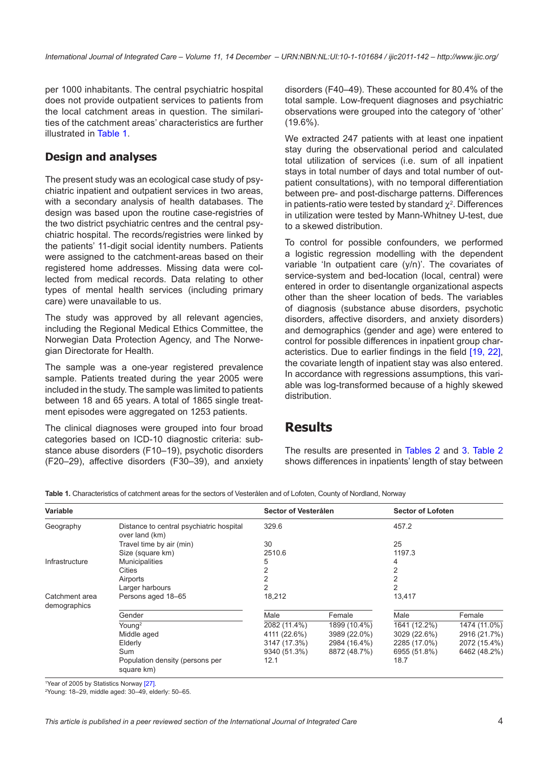per 1000 inhabitants. The central psychiatric hospital does not provide outpatient services to patients from the local catchment areas in question. The similarities of the catchment areas' characteristics are further illustrated in Table 1.

## Design and analyses

The present study was an ecological case study of psychiatric inpatient and outpatient services in two areas, with a secondary analysis of health databases. The design was based upon the routine case-registries of the two district psychiatric centres and the central psychiatric hospital. The records/registries were linked by the patients' 11-digit social identity numbers. Patients were assigned to the catchment-areas based on their registered home addresses. Missing data were collected from medical records. Data relating to other types of mental health services (including primary care) were unavailable to us.

The study was approved by all relevant agencies, including the Regional Medical Ethics Committee, the Norwegian Data Protection Agency, and The Norwegian Directorate for Health.

The sample was a one-year registered prevalence sample. Patients treated during the year 2005 were included in the study. The sample was limited to patients between 18 and 65 years. A total of 1865 single treatment episodes were aggregated on 1253 patients.

The clinical diagnoses were grouped into four broad categories based on ICD-10 diagnostic criteria: substance abuse disorders (F10–19), psychotic disorders (F20–29), affective disorders (F30–39), and anxiety disorders (F40–49). These accounted for 80.4% of the total sample. Low-frequent diagnoses and psychiatric observations were grouped into the category of 'other' (19.6%).

We extracted 247 patients with at least one inpatient stay during the observational period and calculated total utilization of services (i.e. sum of all inpatient stays in total number of days and total number of outpatient consultations), with no temporal differentiation between pre- and post-discharge patterns. Differences in patients-ratio were tested by standard $\chi^2$. Differences in utilization were tested by Mann-Whitney U-test, due to a skewed distribution.

To control for possible confounders, we performed a logistic regression modelling with the dependent variable 'In outpatient care (y/n)'. The covariates of service-system and bed-location (local, central) were entered in order to disentangle organizational aspects other than the sheer location of beds. The variables of diagnosis (substance abuse disorders, psychotic disorders, affective disorders, and anxiety disorders) and demographics (gender and age) were entered to control for possible differences in inpatient group characteristics. Due to earlier findings in the field [19, 22], the covariate length of inpatient stay was also entered. In accordance with regressions assumptions, this variable was log-transformed because of a highly skewed distribution.

# Results

The results are presented in Tables 2 and 3. Table 2 shows differences in inpatients' length of stay between

**Table 1.** Characteristics of catchment areas for the sectors of Vesterålen and of Lofoten, County of Nordland, Norway

| Variable | | Sector of Vesterålen | | Sector of Lofoten | |
|---|---|---|---|---|---|
| Geography | Distance to central psychiatric hospital over land (km) | 329.6 | | 457.2 | |
| | Travel time by air (min) | 30 | | 25 | |
| | Size (square km) | 2510.6 | | 1197.3 | |
| Infrastructure | Municipalities | 5 | | 4 | |
| | Cities | 2 | | 2 | |
| | Airports | 2 | | 2 | |
| | Larger harbours | 2 | | 2 | |
| Catchment area demographics | Persons aged 18–65 | 18,212 | | 13,417 | |
| | Gender | Male | Female | Male | Female |
| | Young[2] | 2082 (11.4%) | 1899 (10.4%) | 1641 (12.2%) | 1474 (11.0%) |
| | Middle aged | 4111 (22.6%) | 3989 (22.0%) | 3029 (22.6%) | 2916 (21.7%) |
| | Elderly | 3147 (17.3%) | 2984 (16.4%) | 2285 (17.0%) | 2072 (15.4%) |
| | Sum | 9340 (51.3%) | 8872 (48.7%) | 6955 (51.8%) | 6462 (48.2%) |
| | Population density (persons per square km) | 12.1 | | 18.7 | |

[1]Year of 2005 by Statistics Norway [27].
[2]Young: 18–29, middle aged: 30–49, elderly: 50–65.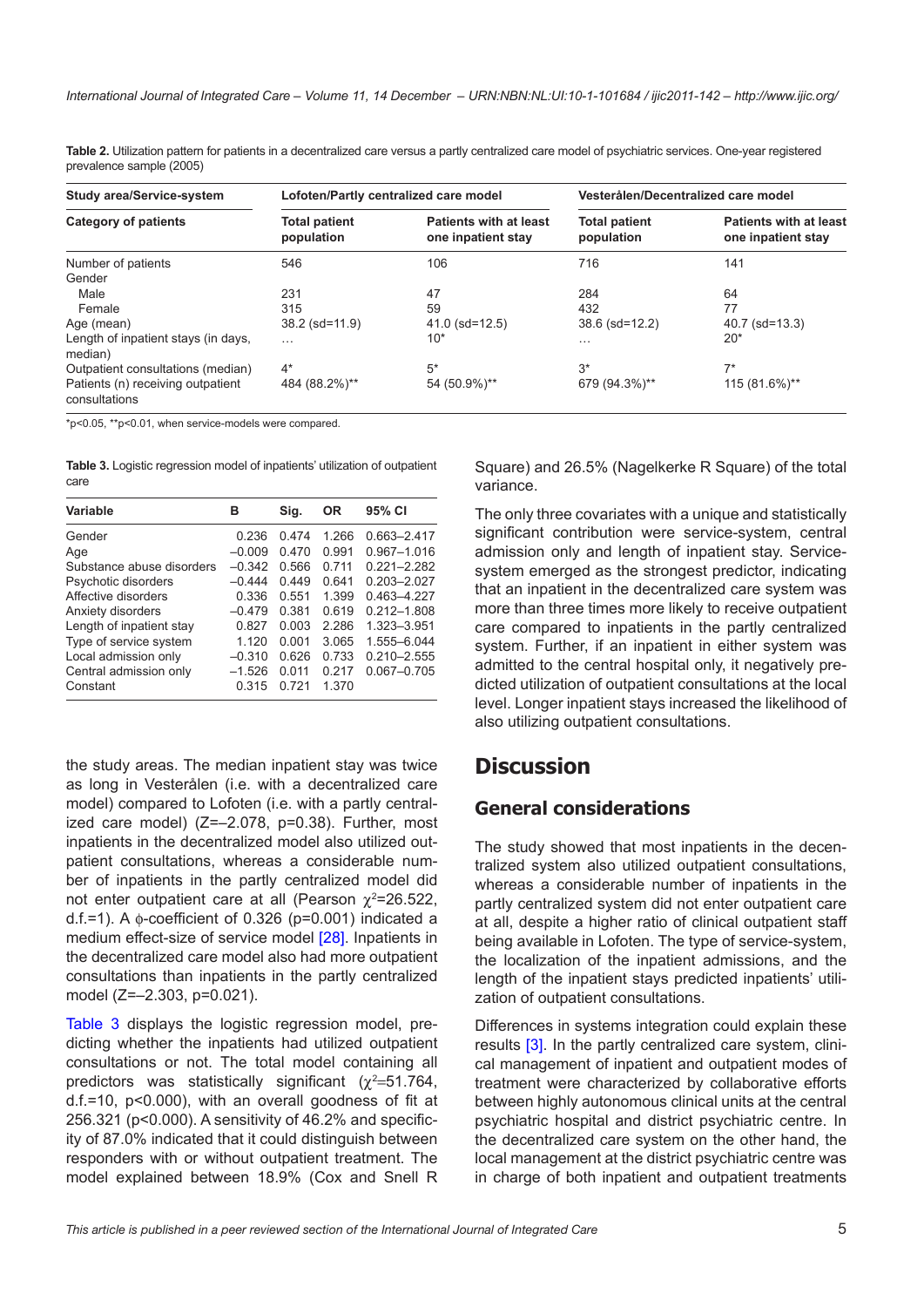**Table 2.** Utilization pattern for patients in a decentralized care versus a partly centralized care model of psychiatric services. One-year registered prevalence sample (2005)

| Study area/Service-system | Lofoten/Partly centralized care model | | Vesterålen/Decentralized care model | |
|---|---|---|---|---|
| **Category of patients** | **Total patient population** | **Patients with at least one inpatient stay** | **Total patient population** | **Patients with at least one inpatient stay** |
| Number of patients | 546 | 106 | 716 | 141 |
| Gender | | | | |
| Male | 231 | 47 | 284 | 64 |
| Female | 315 | 59 | 432 | 77 |
| Age (mean) | 38.2 (sd=11.9) | 41.0 (sd=12.5) | 38.6 (sd=12.2) | 40.7 (sd=13.3) |
| Length of inpatient stays (in days, median) | … | 10* | … | 20* |
| Outpatient consultations (median) | 4* | 5* | 3* | 7* |
| Patients (n) receiving outpatient consultations | 484 (88.2%)** | 54 (50.9%)** | 679 (94.3%)** | 115 (81.6%)** |

*p<0.05, **p<0.01, when service-models were compared.

**Table 3.** Logistic regression model of inpatients' utilization of outpatient care

| Variable | B | Sig. | OR | 95% CI |
|---|---|---|---|---|
| Gender | 0.236 | 0.474 | 1.266 | 0.663–2.417 |
| Age | –0.009 | 0.470 | 0.991 | 0.967–1.016 |
| Substance abuse disorders | –0.342 | 0.566 | 0.711 | 0.221–2.282 |
| Psychotic disorders | –0.444 | 0.449 | 0.641 | 0.203–2.027 |
| Affective disorders | 0.336 | 0.551 | 1.399 | 0.463–4.227 |
| Anxiety disorders | –0.479 | 0.381 | 0.619 | 0.212–1.808 |
| Length of inpatient stay | 0.827 | 0.003 | 2.286 | 1.323–3.951 |
| Type of service system | 1.120 | 0.001 | 3.065 | 1.555–6.044 |
| Local admission only | –0.310 | 0.626 | 0.733 | 0.210–2.555 |
| Central admission only | –1.526 | 0.011 | 0.217 | 0.067–0.705 |
| Constant | 0.315 | 0.721 | 1.370 | |

the study areas. The median inpatient stay was twice as long in Vesterålen (i.e. with a decentralized care model) compared to Lofoten (i.e. with a partly centralized care model) (Z=–2.078, p=0.38). Further, most inpatients in the decentralized model also utilized outpatient consultations, whereas a considerable number of inpatients in the partly centralized model did not enter outpatient care at all (Pearson $\chi^2$=26.522, d.f.=1). A $\phi$-coefficient of 0.326 (p=0.001) indicated a medium effect-size of service model [28]. Inpatients in the decentralized care model also had more outpatient consultations than inpatients in the partly centralized model (Z=–2.303, p=0.021).

Table 3 displays the logistic regression model, predicting whether the inpatients had utilized outpatient consultations or not. The total model containing all predictors was statistically significant ($\chi^2$=51.764, d.f.=10, p<0.000), with an overall goodness of fit at 256.321 (p<0.000). A sensitivity of 46.2% and specificity of 87.0% indicated that it could distinguish between responders with or without outpatient treatment. The model explained between 18.9% (Cox and Snell R Square) and 26.5% (Nagelkerke R Square) of the total variance.

The only three covariates with a unique and statistically significant contribution were service-system, central admission only and length of inpatient stay. Service-system emerged as the strongest predictor, indicating that an inpatient in the decentralized care system was more than three times more likely to receive outpatient care compared to inpatients in the partly centralized system. Further, if an inpatient in either system was admitted to the central hospital only, it negatively predicted utilization of outpatient consultations at the local level. Longer inpatient stays increased the likelihood of also utilizing outpatient consultations.

# Discussion

## General considerations

The study showed that most inpatients in the decentralized system also utilized outpatient consultations, whereas a considerable number of inpatients in the partly centralized system did not enter outpatient care at all, despite a higher ratio of clinical outpatient staff being available in Lofoten. The type of service-system, the localization of the inpatient admissions, and the length of the inpatient stays predicted inpatients' utilization of outpatient consultations.

Differences in systems integration could explain these results [3]. In the partly centralized care system, clinical management of inpatient and outpatient modes of treatment were characterized by collaborative efforts between highly autonomous clinical units at the central psychiatric hospital and district psychiatric centre. In the decentralized care system on the other hand, the local management at the district psychiatric centre was in charge of both inpatient and outpatient treatments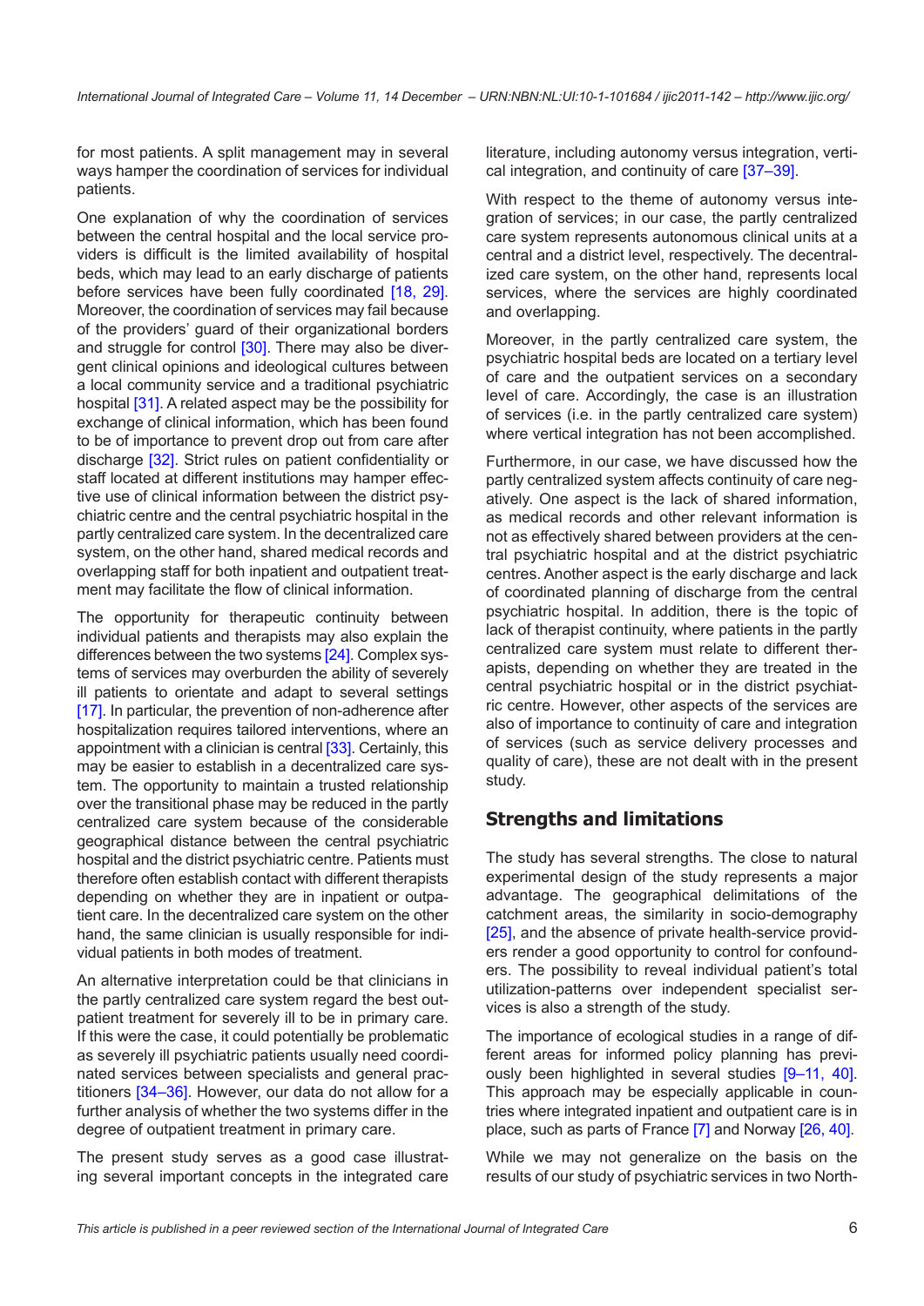for most patients. A split management may in several ways hamper the coordination of services for individual patients.

One explanation of why the coordination of services between the central hospital and the local service providers is difficult is the limited availability of hospital beds, which may lead to an early discharge of patients before services have been fully coordinated [18, 29]. Moreover, the coordination of services may fail because of the providers' guard of their organizational borders and struggle for control [30]. There may also be divergent clinical opinions and ideological cultures between a local community service and a traditional psychiatric hospital [31]. A related aspect may be the possibility for exchange of clinical information, which has been found to be of importance to prevent drop out from care after discharge [32]. Strict rules on patient confidentiality or staff located at different institutions may hamper effective use of clinical information between the district psychiatric centre and the central psychiatric hospital in the partly centralized care system. In the decentralized care system, on the other hand, shared medical records and overlapping staff for both inpatient and outpatient treatment may facilitate the flow of clinical information.

The opportunity for therapeutic continuity between individual patients and therapists may also explain the differences between the two systems [24]. Complex systems of services may overburden the ability of severely ill patients to orientate and adapt to several settings [17]. In particular, the prevention of non-adherence after hospitalization requires tailored interventions, where an appointment with a clinician is central [33]. Certainly, this may be easier to establish in a decentralized care system. The opportunity to maintain a trusted relationship over the transitional phase may be reduced in the partly centralized care system because of the considerable geographical distance between the central psychiatric hospital and the district psychiatric centre. Patients must therefore often establish contact with different therapists depending on whether they are in inpatient or outpatient care. In the decentralized care system on the other hand, the same clinician is usually responsible for individual patients in both modes of treatment.

An alternative interpretation could be that clinicians in the partly centralized care system regard the best outpatient treatment for severely ill to be in primary care. If this were the case, it could potentially be problematic as severely ill psychiatric patients usually need coordinated services between specialists and general practitioners [34–36]. However, our data do not allow for a further analysis of whether the two systems differ in the degree of outpatient treatment in primary care.

The present study serves as a good case illustrating several important concepts in the integrated care literature, including autonomy versus integration, vertical integration, and continuity of care [37–39].

With respect to the theme of autonomy versus integration of services; in our case, the partly centralized care system represents autonomous clinical units at a central and a district level, respectively. The decentralized care system, on the other hand, represents local services, where the services are highly coordinated and overlapping.

Moreover, in the partly centralized care system, the psychiatric hospital beds are located on a tertiary level of care and the outpatient services on a secondary level of care. Accordingly, the case is an illustration of services (i.e. in the partly centralized care system) where vertical integration has not been accomplished.

Furthermore, in our case, we have discussed how the partly centralized system affects continuity of care negatively. One aspect is the lack of shared information, as medical records and other relevant information is not as effectively shared between providers at the central psychiatric hospital and at the district psychiatric centres. Another aspect is the early discharge and lack of coordinated planning of discharge from the central psychiatric hospital. In addition, there is the topic of lack of therapist continuity, where patients in the partly centralized care system must relate to different therapists, depending on whether they are treated in the central psychiatric hospital or in the district psychiatric centre. However, other aspects of the services are also of importance to continuity of care and integration of services (such as service delivery processes and quality of care), these are not dealt with in the present study.

## Strengths and limitations

The study has several strengths. The close to natural experimental design of the study represents a major advantage. The geographical delimitations of the catchment areas, the similarity in socio-demography [25], and the absence of private health-service providers render a good opportunity to control for confounders. The possibility to reveal individual patient's total utilization-patterns over independent specialist services is also a strength of the study.

The importance of ecological studies in a range of different areas for informed policy planning has previously been highlighted in several studies [9–11, 40]. This approach may be especially applicable in countries where integrated inpatient and outpatient care is in place, such as parts of France [7] and Norway [26, 40].

While we may not generalize on the basis on the results of our study of psychiatric services in two North-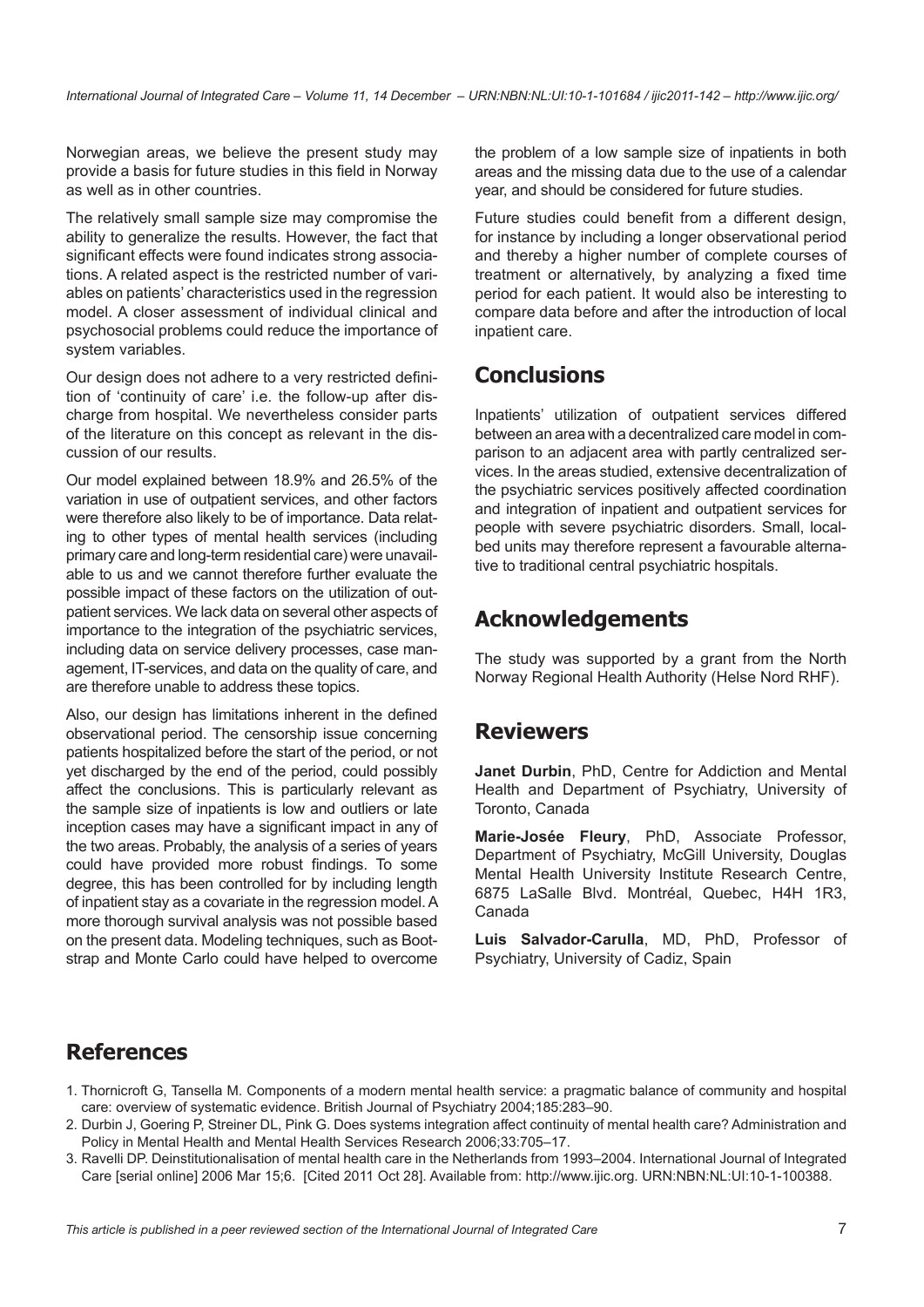Norwegian areas, we believe the present study may provide a basis for future studies in this field in Norway as well as in other countries.

The relatively small sample size may compromise the ability to generalize the results. However, the fact that significant effects were found indicates strong associations. A related aspect is the restricted number of variables on patients' characteristics used in the regression model. A closer assessment of individual clinical and psychosocial problems could reduce the importance of system variables.

Our design does not adhere to a very restricted definition of 'continuity of care' i.e. the follow-up after discharge from hospital. We nevertheless consider parts of the literature on this concept as relevant in the discussion of our results.

Our model explained between 18.9% and 26.5% of the variation in use of outpatient services, and other factors were therefore also likely to be of importance. Data relating to other types of mental health services (including primary care and long-term residential care) were unavailable to us and we cannot therefore further evaluate the possible impact of these factors on the utilization of outpatient services. We lack data on several other aspects of importance to the integration of the psychiatric services, including data on service delivery processes, case management, IT-services, and data on the quality of care, and are therefore unable to address these topics.

Also, our design has limitations inherent in the defined observational period. The censorship issue concerning patients hospitalized before the start of the period, or not yet discharged by the end of the period, could possibly affect the conclusions. This is particularly relevant as the sample size of inpatients is low and outliers or late inception cases may have a significant impact in any of the two areas. Probably, the analysis of a series of years could have provided more robust findings. To some degree, this has been controlled for by including length of inpatient stay as a covariate in the regression model. A more thorough survival analysis was not possible based on the present data. Modeling techniques, such as Bootstrap and Monte Carlo could have helped to overcome the problem of a low sample size of inpatients in both areas and the missing data due to the use of a calendar year, and should be considered for future studies.

Future studies could benefit from a different design, for instance by including a longer observational period and thereby a higher number of complete courses of treatment or alternatively, by analyzing a fixed time period for each patient. It would also be interesting to compare data before and after the introduction of local inpatient care.

## Conclusions

Inpatients' utilization of outpatient services differed between an area with a decentralized care model in comparison to an adjacent area with partly centralized services. In the areas studied, extensive decentralization of the psychiatric services positively affected coordination and integration of inpatient and outpatient services for people with severe psychiatric disorders. Small, local-bed units may therefore represent a favourable alternative to traditional central psychiatric hospitals.

## Acknowledgements

The study was supported by a grant from the North Norway Regional Health Authority (Helse Nord RHF).

## Reviewers

**Janet Durbin**, PhD, Centre for Addiction and Mental Health and Department of Psychiatry, University of Toronto, Canada

**Marie-Josée Fleury**, PhD, Associate Professor, Department of Psychiatry, McGill University, Douglas Mental Health University Institute Research Centre, 6875 LaSalle Blvd. Montréal, Quebec, H4H 1R3, Canada

**Luis Salvador-Carulla**, MD, PhD, Professor of Psychiatry, University of Cadiz, Spain

## References

1. Thornicroft G, Tansella M. Components of a modern mental health service: a pragmatic balance of community and hospital care: overview of systematic evidence. British Journal of Psychiatry 2004;185:283–90.
2. Durbin J, Goering P, Streiner DL, Pink G. Does systems integration affect continuity of mental health care? Administration and Policy in Mental Health and Mental Health Services Research 2006;33:705–17.
3. Ravelli DP. Deinstitutionalisation of mental health care in the Netherlands from 1993–2004. International Journal of Integrated Care [serial online] 2006 Mar 15;6. [Cited 2011 Oct 28]. Available from: http://www.ijic.org. URN:NBN:NL:UI:10-1-100388.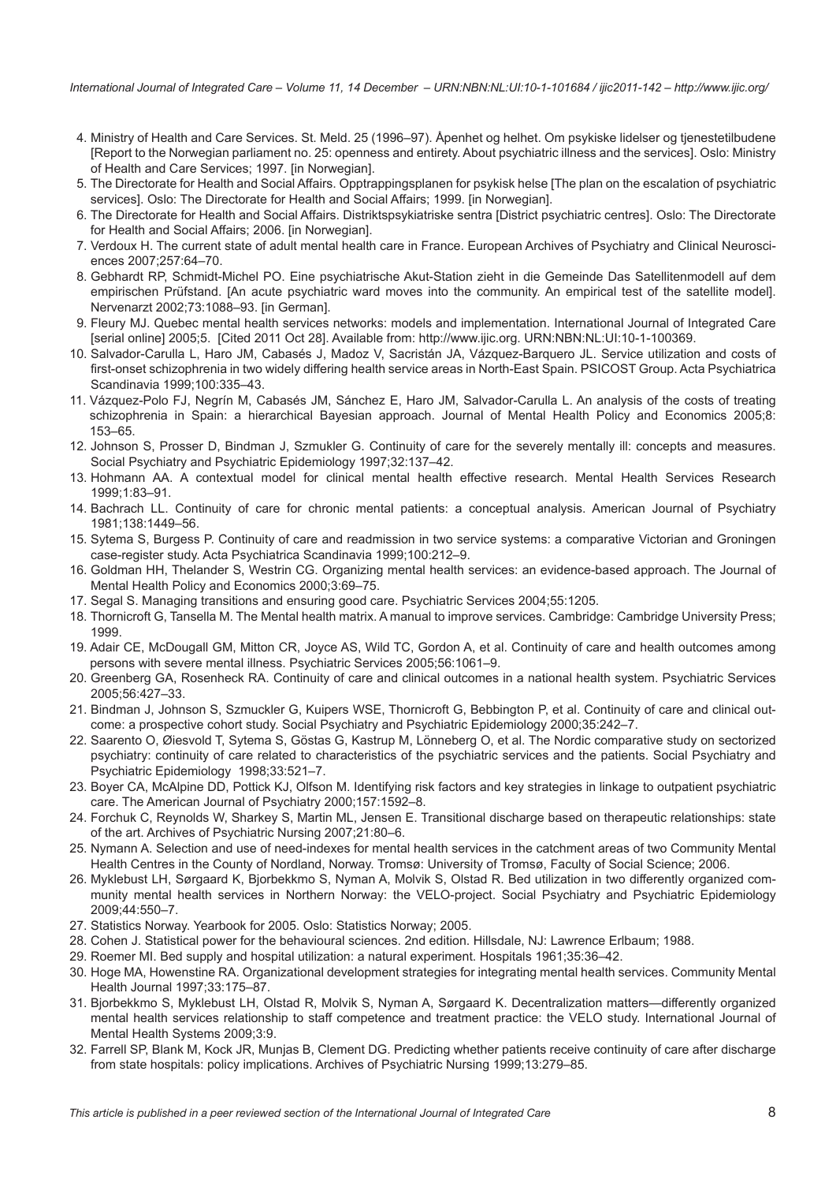4. Ministry of Health and Care Services. St. Meld. 25 (1996–97). Åpenhet og helhet. Om psykiske lidelser og tjenestetilbudene [Report to the Norwegian parliament no. 25: openness and entirety. About psychiatric illness and the services]. Oslo: Ministry of Health and Care Services; 1997. [in Norwegian].
5. The Directorate for Health and Social Affairs. Opptrappingsplanen for psykisk helse [The plan on the escalation of psychiatric services]. Oslo: The Directorate for Health and Social Affairs; 1999. [in Norwegian].
6. The Directorate for Health and Social Affairs. Distriktspsykiatriske sentra [District psychiatric centres]. Oslo: The Directorate for Health and Social Affairs; 2006. [in Norwegian].
7. Verdoux H. The current state of adult mental health care in France. European Archives of Psychiatry and Clinical Neurosciences 2007;257:64–70.
8. Gebhardt RP, Schmidt-Michel PO. Eine psychiatrische Akut-Station zieht in die Gemeinde Das Satellitenmodell auf dem empirischen Prüfstand. [An acute psychiatric ward moves into the community. An empirical test of the satellite model]. Nervenarzt 2002;73:1088–93. [in German].
9. Fleury MJ. Quebec mental health services networks: models and implementation. International Journal of Integrated Care [serial online] 2005;5. [Cited 2011 Oct 28]. Available from: http://www.ijic.org. URN:NBN:NL:UI:10-1-100369.
10. Salvador-Carulla L, Haro JM, Cabasés J, Madoz V, Sacristán JA, Vázquez-Barquero JL. Service utilization and costs of first-onset schizophrenia in two widely differing health service areas in North-East Spain. PSICOST Group. Acta Psychiatrica Scandinavia 1999;100:335–43.
11. Vázquez-Polo FJ, Negrín M, Cabasés JM, Sánchez E, Haro JM, Salvador-Carulla L. An analysis of the costs of treating schizophrenia in Spain: a hierarchical Bayesian approach. Journal of Mental Health Policy and Economics 2005;8: 153–65.
12. Johnson S, Prosser D, Bindman J, Szmukler G. Continuity of care for the severely mentally ill: concepts and measures. Social Psychiatry and Psychiatric Epidemiology 1997;32:137–42.
13. Hohmann AA. A contextual model for clinical mental health effective research. Mental Health Services Research 1999;1:83–91.
14. Bachrach LL. Continuity of care for chronic mental patients: a conceptual analysis. American Journal of Psychiatry 1981;138:1449–56.
15. Sytema S, Burgess P. Continuity of care and readmission in two service systems: a comparative Victorian and Groningen case-register study. Acta Psychiatrica Scandinavia 1999;100:212–9.
16. Goldman HH, Thelander S, Westrin CG. Organizing mental health services: an evidence-based approach. The Journal of Mental Health Policy and Economics 2000;3:69–75.
17. Segal S. Managing transitions and ensuring good care. Psychiatric Services 2004;55:1205.
18. Thornicroft G, Tansella M. The Mental health matrix. A manual to improve services. Cambridge: Cambridge University Press; 1999.
19. Adair CE, McDougall GM, Mitton CR, Joyce AS, Wild TC, Gordon A, et al. Continuity of care and health outcomes among persons with severe mental illness. Psychiatric Services 2005;56:1061–9.
20. Greenberg GA, Rosenheck RA. Continuity of care and clinical outcomes in a national health system. Psychiatric Services 2005;56:427–33.
21. Bindman J, Johnson S, Szmuckler G, Kuipers WSE, Thornicroft G, Bebbington P, et al. Continuity of care and clinical outcome: a prospective cohort study. Social Psychiatry and Psychiatric Epidemiology 2000;35:242–7.
22. Saarento O, Øiesvold T, Sytema S, Göstas G, Kastrup M, Lönneberg O, et al. The Nordic comparative study on sectorized psychiatry: continuity of care related to characteristics of the psychiatric services and the patients. Social Psychiatry and Psychiatric Epidemiology 1998;33:521–7.
23. Boyer CA, McAlpine DD, Pottick KJ, Olfson M. Identifying risk factors and key strategies in linkage to outpatient psychiatric care. The American Journal of Psychiatry 2000;157:1592–8.
24. Forchuk C, Reynolds W, Sharkey S, Martin ML, Jensen E. Transitional discharge based on therapeutic relationships: state of the art. Archives of Psychiatric Nursing 2007;21:80–6.
25. Nymann A. Selection and use of need-indexes for mental health services in the catchment areas of two Community Mental Health Centres in the County of Nordland, Norway. Tromsø: University of Tromsø, Faculty of Social Science; 2006.
26. Myklebust LH, Sørgaard K, Bjorbekkmo S, Nyman A, Molvik S, Olstad R. Bed utilization in two differently organized community mental health services in Northern Norway: the VELO-project. Social Psychiatry and Psychiatric Epidemiology 2009;44:550–7.
27. Statistics Norway. Yearbook for 2005. Oslo: Statistics Norway; 2005.
28. Cohen J. Statistical power for the behavioural sciences. 2nd edition. Hillsdale, NJ: Lawrence Erlbaum; 1988.
29. Roemer MI. Bed supply and hospital utilization: a natural experiment. Hospitals 1961;35:36–42.
30. Hoge MA, Howenstine RA. Organizational development strategies for integrating mental health services. Community Mental Health Journal 1997;33:175–87.
31. Bjorbekkmo S, Myklebust LH, Olstad R, Molvik S, Nyman A, Sørgaard K. Decentralization matters—differently organized mental health services relationship to staff competence and treatment practice: the VELO study. International Journal of Mental Health Systems 2009;3:9.
32. Farrell SP, Blank M, Kock JR, Munjas B, Clement DG. Predicting whether patients receive continuity of care after discharge from state hospitals: policy implications. Archives of Psychiatric Nursing 1999;13:279–85.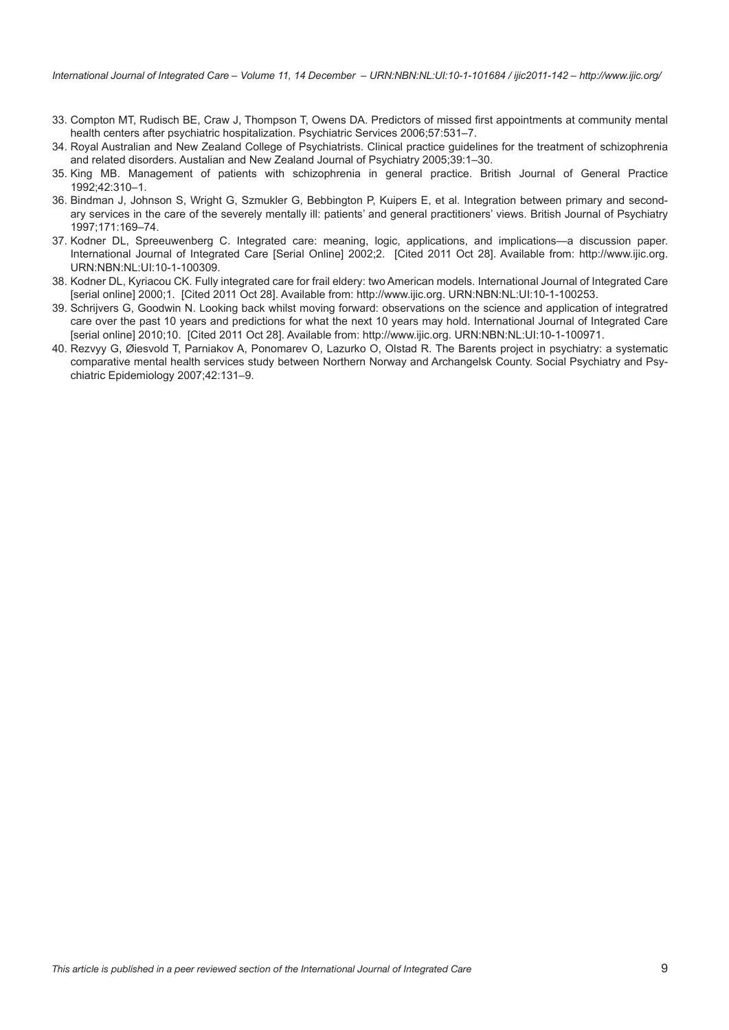33. Compton MT, Rudisch BE, Craw J, Thompson T, Owens DA. Predictors of missed first appointments at community mental health centers after psychiatric hospitalization. Psychiatric Services 2006;57:531–7.
34. Royal Australian and New Zealand College of Psychiatrists. Clinical practice guidelines for the treatment of schizophrenia and related disorders. Austalian and New Zealand Journal of Psychiatry 2005;39:1–30.
35. King MB. Management of patients with schizophrenia in general practice. British Journal of General Practice 1992;42:310–1.
36. Bindman J, Johnson S, Wright G, Szmukler G, Bebbington P, Kuipers E, et al. Integration between primary and secondary services in the care of the severely mentally ill: patients' and general practitioners' views. British Journal of Psychiatry 1997;171:169–74.
37. Kodner DL, Spreeuwenberg C. Integrated care: meaning, logic, applications, and implications—a discussion paper. International Journal of Integrated Care [Serial Online] 2002;2. [Cited 2011 Oct 28]. Available from: http://www.ijic.org. URN:NBN:NL:UI:10-1-100309.
38. Kodner DL, Kyriacou CK. Fully integrated care for frail eldery: two American models. International Journal of Integrated Care [serial online] 2000;1. [Cited 2011 Oct 28]. Available from: http://www.ijic.org. URN:NBN:NL:UI:10-1-100253.
39. Schrijvers G, Goodwin N. Looking back whilst moving forward: observations on the science and application of integratred care over the past 10 years and predictions for what the next 10 years may hold. International Journal of Integrated Care [serial online] 2010;10. [Cited 2011 Oct 28]. Available from: http://www.ijic.org. URN:NBN:NL:UI:10-1-100971.
40. Rezvyy G, Øiesvold T, Parniakov A, Ponomarev O, Lazurko O, Olstad R. The Barents project in psychiatry: a systematic comparative mental health services study between Northern Norway and Archangelsk County. Social Psychiatry and Psychiatric Epidemiology 2007;42:131–9.